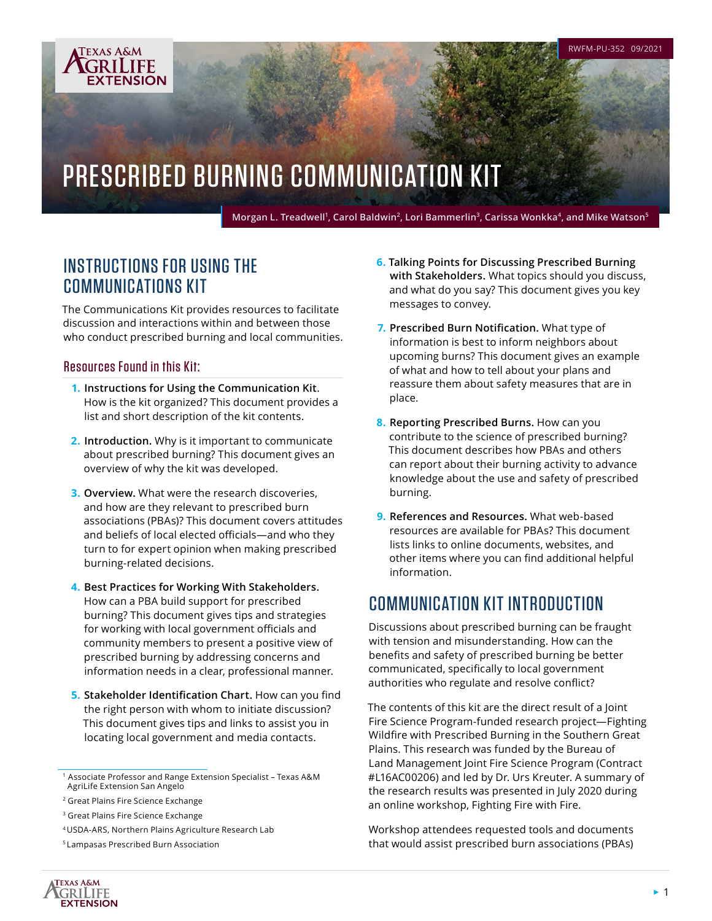RWFM-PU-352 09/2021

# PRESCRIBED BURNING COMMUNICATION KIT

**Morgan L. Treadwell[1], Carol Baldwin[2], Lori Bammerlin[3], Carissa Wonkka[4], and Mike Watson[5]**

## INSTRUCTIONS FOR USING THE COMMUNICATIONS KIT

The Communications Kit provides resources to facilitate discussion and interactions within and between those who conduct prescribed burning and local communities.

### Resources Found in this Kit:

1. **Instructions for Using the Communication Kit**. How is the kit organized? This document provides a list and short description of the kit contents.
2. **Introduction.** Why is it important to communicate about prescribed burning? This document gives an overview of why the kit was developed.
3. **Overview.** What were the research discoveries, and how are they relevant to prescribed burn associations (PBAs)? This document covers attitudes and beliefs of local elected officials—and who they turn to for expert opinion when making prescribed burning-related decisions.
4. **Best Practices for Working With Stakeholders.** How can a PBA build support for prescribed burning? This document gives tips and strategies for working with local government officials and community members to present a positive view of prescribed burning by addressing concerns and information needs in a clear, professional manner.
5. **Stakeholder Identification Chart.** How can you find the right person with whom to initiate discussion? This document gives tips and links to assist you in locating local government and media contacts.
6. **Talking Points for Discussing Prescribed Burning with Stakeholders.** What topics should you discuss, and what do you say? This document gives you key messages to convey.
7. **Prescribed Burn Notification.** What type of information is best to inform neighbors about upcoming burns? This document gives an example of what and how to tell about your plans and reassure them about safety measures that are in place.
8. **Reporting Prescribed Burns.** How can you contribute to the science of prescribed burning? This document describes how PBAs and others can report about their burning activity to advance knowledge about the use and safety of prescribed burning.
9. **References and Resources.** What web-based resources are available for PBAs? This document lists links to online documents, websites, and other items where you can find additional helpful information.

## COMMUNICATION KIT INTRODUCTION

Discussions about prescribed burning can be fraught with tension and misunderstanding. How can the benefits and safety of prescribed burning be better communicated, specifically to local government authorities who regulate and resolve conflict?

The contents of this kit are the direct result of a Joint Fire Science Program-funded research project—Fighting Wildfire with Prescribed Burning in the Southern Great Plains. This research was funded by the Bureau of Land Management Joint Fire Science Program (Contract #L16AC00206) and led by Dr. Urs Kreuter. A summary of the research results was presented in July 2020 during an online workshop, Fighting Fire with Fire.

Workshop attendees requested tools and documents that would assist prescribed burn associations (PBAs)

---

[1] Associate Professor and Range Extension Specialist – Texas A&M AgriLife Extension San Angelo

[2] Great Plains Fire Science Exchange

[3] Great Plains Fire Science Exchange

[4] USDA-ARS, Northern Plains Agriculture Research Lab

[5] Lampasas Prescribed Burn Association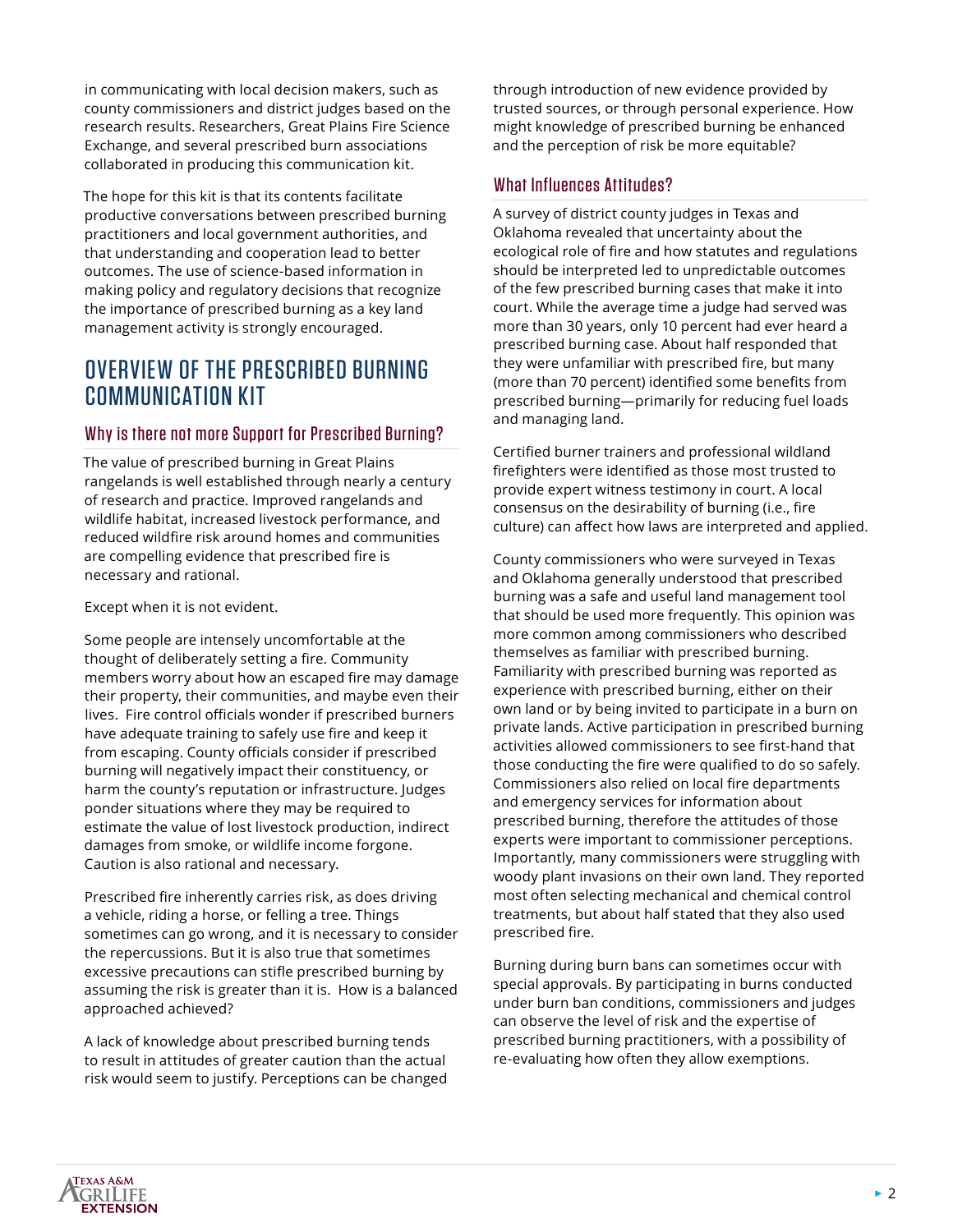in communicating with local decision makers, such as county commissioners and district judges based on the research results. Researchers, Great Plains Fire Science Exchange, and several prescribed burn associations collaborated in producing this communication kit.

The hope for this kit is that its contents facilitate productive conversations between prescribed burning practitioners and local government authorities, and that understanding and cooperation lead to better outcomes. The use of science-based information in making policy and regulatory decisions that recognize the importance of prescribed burning as a key land management activity is strongly encouraged.

# OVERVIEW OF THE PRESCRIBED BURNING COMMUNICATION KIT

## Why is there not more Support for Prescribed Burning?

The value of prescribed burning in Great Plains rangelands is well established through nearly a century of research and practice. Improved rangelands and wildlife habitat, increased livestock performance, and reduced wildfire risk around homes and communities are compelling evidence that prescribed fire is necessary and rational.

Except when it is not evident.

Some people are intensely uncomfortable at the thought of deliberately setting a fire. Community members worry about how an escaped fire may damage their property, their communities, and maybe even their lives. Fire control officials wonder if prescribed burners have adequate training to safely use fire and keep it from escaping. County officials consider if prescribed burning will negatively impact their constituency, or harm the county's reputation or infrastructure. Judges ponder situations where they may be required to estimate the value of lost livestock production, indirect damages from smoke, or wildlife income forgone. Caution is also rational and necessary.

Prescribed fire inherently carries risk, as does driving a vehicle, riding a horse, or felling a tree. Things sometimes can go wrong, and it is necessary to consider the repercussions. But it is also true that sometimes excessive precautions can stifle prescribed burning by assuming the risk is greater than it is. How is a balanced approached achieved?

A lack of knowledge about prescribed burning tends to result in attitudes of greater caution than the actual risk would seem to justify. Perceptions can be changed through introduction of new evidence provided by trusted sources, or through personal experience. How might knowledge of prescribed burning be enhanced and the perception of risk be more equitable?

## What Influences Attitudes?

A survey of district county judges in Texas and Oklahoma revealed that uncertainty about the ecological role of fire and how statutes and regulations should be interpreted led to unpredictable outcomes of the few prescribed burning cases that make it into court. While the average time a judge had served was more than 30 years, only 10 percent had ever heard a prescribed burning case. About half responded that they were unfamiliar with prescribed fire, but many (more than 70 percent) identified some benefits from prescribed burning—primarily for reducing fuel loads and managing land.

Certified burner trainers and professional wildland firefighters were identified as those most trusted to provide expert witness testimony in court. A local consensus on the desirability of burning (i.e., fire culture) can affect how laws are interpreted and applied.

County commissioners who were surveyed in Texas and Oklahoma generally understood that prescribed burning was a safe and useful land management tool that should be used more frequently. This opinion was more common among commissioners who described themselves as familiar with prescribed burning. Familiarity with prescribed burning was reported as experience with prescribed burning, either on their own land or by being invited to participate in a burn on private lands. Active participation in prescribed burning activities allowed commissioners to see first-hand that those conducting the fire were qualified to do so safely. Commissioners also relied on local fire departments and emergency services for information about prescribed burning, therefore the attitudes of those experts were important to commissioner perceptions. Importantly, many commissioners were struggling with woody plant invasions on their own land. They reported most often selecting mechanical and chemical control treatments, but about half stated that they also used prescribed fire.

Burning during burn bans can sometimes occur with special approvals. By participating in burns conducted under burn ban conditions, commissioners and judges can observe the level of risk and the expertise of prescribed burning practitioners, with a possibility of re-evaluating how often they allow exemptions.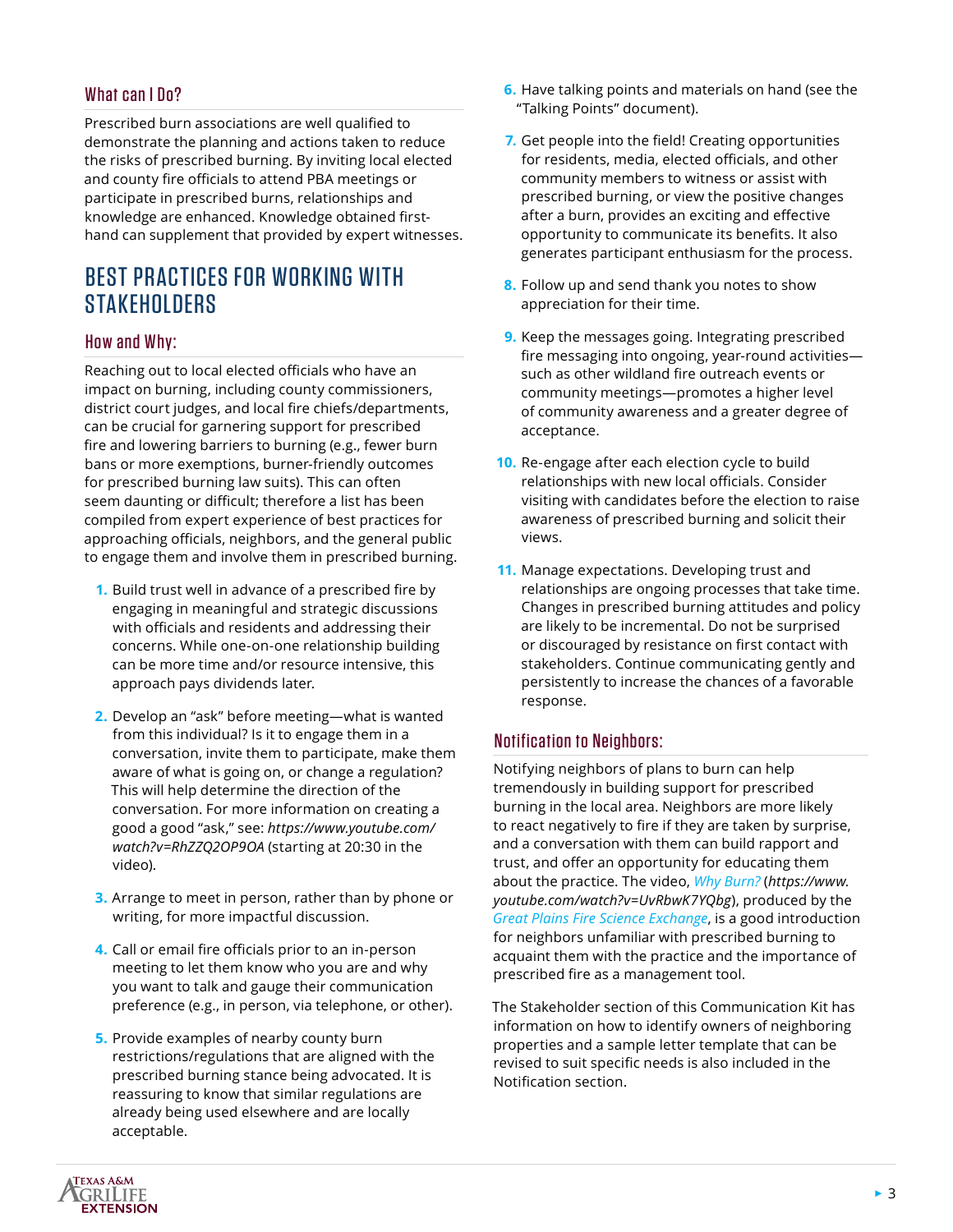### What can I Do?

Prescribed burn associations are well qualified to demonstrate the planning and actions taken to reduce the risks of prescribed burning. By inviting local elected and county fire officials to attend PBA meetings or participate in prescribed burns, relationships and knowledge are enhanced. Knowledge obtained first-hand can supplement that provided by expert witnesses.

## BEST PRACTICES FOR WORKING WITH STAKEHOLDERS

### How and Why:

Reaching out to local elected officials who have an impact on burning, including county commissioners, district court judges, and local fire chiefs/departments, can be crucial for garnering support for prescribed fire and lowering barriers to burning (e.g., fewer burn bans or more exemptions, burner-friendly outcomes for prescribed burning law suits). This can often seem daunting or difficult; therefore a list has been compiled from expert experience of best practices for approaching officials, neighbors, and the general public to engage them and involve them in prescribed burning.

1. Build trust well in advance of a prescribed fire by engaging in meaningful and strategic discussions with officials and residents and addressing their concerns. While one-on-one relationship building can be more time and/or resource intensive, this approach pays dividends later.
2. Develop an "ask" before meeting—what is wanted from this individual? Is it to engage them in a conversation, invite them to participate, make them aware of what is going on, or change a regulation? This will help determine the direction of the conversation. For more information on creating a good a good "ask," see: *https://www.youtube.com/watch?v=RhZZQ2OP9OA* (starting at 20:30 in the video).
3. Arrange to meet in person, rather than by phone or writing, for more impactful discussion.
4. Call or email fire officials prior to an in-person meeting to let them know who you are and why you want to talk and gauge their communication preference (e.g., in person, via telephone, or other).
5. Provide examples of nearby county burn restrictions/regulations that are aligned with the prescribed burning stance being advocated. It is reassuring to know that similar regulations are already being used elsewhere and are locally acceptable.
6. Have talking points and materials on hand (see the "Talking Points" document).
7. Get people into the field! Creating opportunities for residents, media, elected officials, and other community members to witness or assist with prescribed burning, or view the positive changes after a burn, provides an exciting and effective opportunity to communicate its benefits. It also generates participant enthusiasm for the process.
8. Follow up and send thank you notes to show appreciation for their time.
9. Keep the messages going. Integrating prescribed fire messaging into ongoing, year-round activities—such as other wildland fire outreach events or community meetings—promotes a higher level of community awareness and a greater degree of acceptance.
10. Re-engage after each election cycle to build relationships with new local officials. Consider visiting with candidates before the election to raise awareness of prescribed burning and solicit their views.
11. Manage expectations. Developing trust and relationships are ongoing processes that take time. Changes in prescribed burning attitudes and policy are likely to be incremental. Do not be surprised or discouraged by resistance on first contact with stakeholders. Continue communicating gently and persistently to increase the chances of a favorable response.

### Notification to Neighbors:

Notifying neighbors of plans to burn can help tremendously in building support for prescribed burning in the local area. Neighbors are more likely to react negatively to fire if they are taken by surprise, and a conversation with them can build rapport and trust, and offer an opportunity for educating them about the practice. The video, *Why Burn?* (*https://www.youtube.com/watch?v=UvRbwK7YQbg*), produced by the *Great Plains Fire Science Exchange*, is a good introduction for neighbors unfamiliar with prescribed burning to acquaint them with the practice and the importance of prescribed fire as a management tool.

The Stakeholder section of this Communication Kit has information on how to identify owners of neighboring properties and a sample letter template that can be revised to suit specific needs is also included in the Notification section.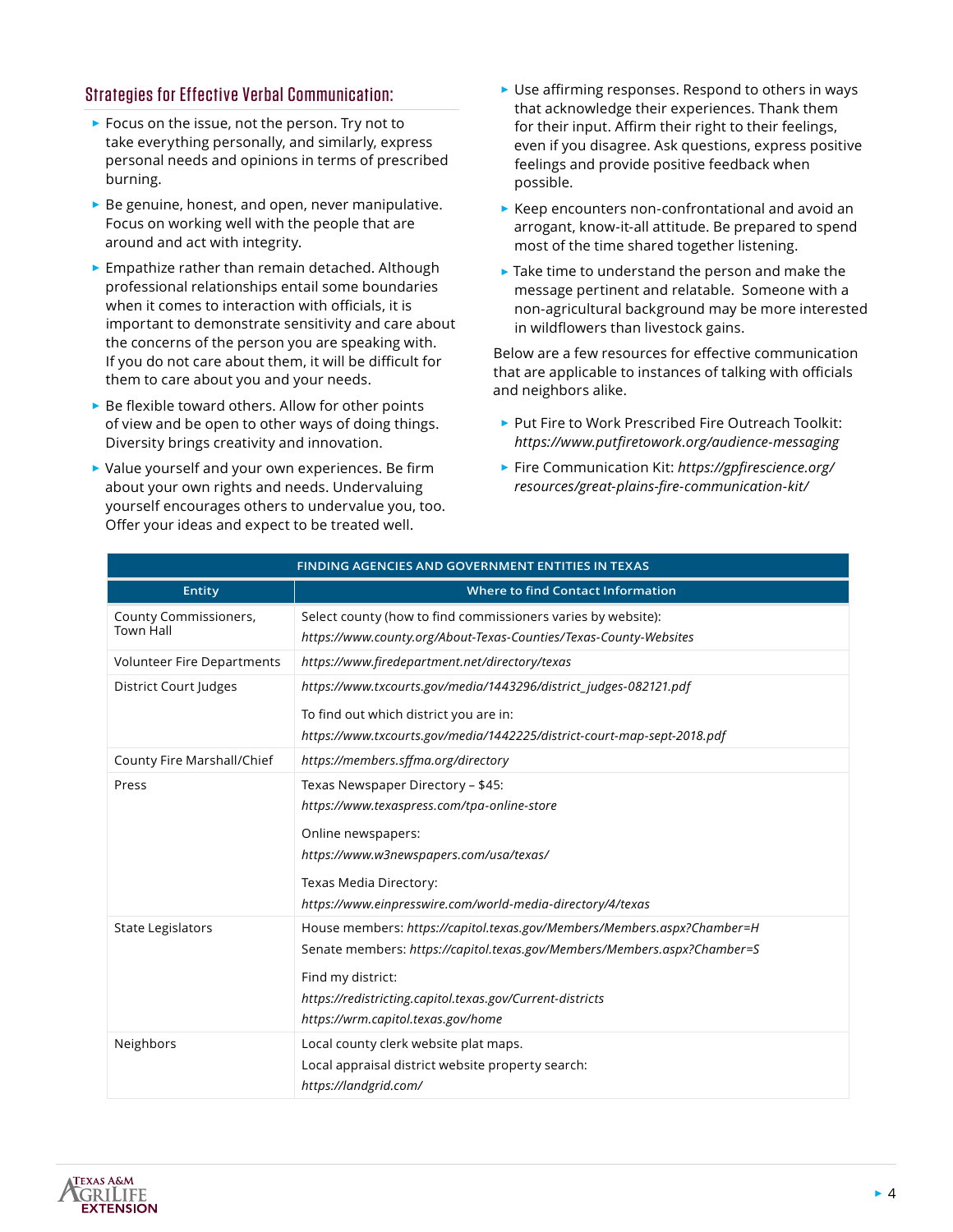## Strategies for Effective Verbal Communication:

- Focus on the issue, not the person. Try not to take everything personally, and similarly, express personal needs and opinions in terms of prescribed burning.
- Be genuine, honest, and open, never manipulative. Focus on working well with the people that are around and act with integrity.
- Empathize rather than remain detached. Although professional relationships entail some boundaries when it comes to interaction with officials, it is important to demonstrate sensitivity and care about the concerns of the person you are speaking with. If you do not care about them, it will be difficult for them to care about you and your needs.
- Be flexible toward others. Allow for other points of view and be open to other ways of doing things. Diversity brings creativity and innovation.
- Value yourself and your own experiences. Be firm about your own rights and needs. Undervaluing yourself encourages others to undervalue you, too. Offer your ideas and expect to be treated well.
- Use affirming responses. Respond to others in ways that acknowledge their experiences. Thank them for their input. Affirm their right to their feelings, even if you disagree. Ask questions, express positive feelings and provide positive feedback when possible.
- Keep encounters non-confrontational and avoid an arrogant, know-it-all attitude. Be prepared to spend most of the time shared together listening.
- Take time to understand the person and make the message pertinent and relatable. Someone with a non-agricultural background may be more interested in wildflowers than livestock gains.

Below are a few resources for effective communication that are applicable to instances of talking with officials and neighbors alike.

- Put Fire to Work Prescribed Fire Outreach Toolkit: *https://www.putfiretowork.org/audience-messaging*
- Fire Communication Kit: *https://gpfirescience.org/resources/great-plains-fire-communication-kit/*

| FINDING AGENCIES AND GOVERNMENT ENTITIES IN TEXAS | |
|---|---|
| **Entity** | **Where to find Contact Information** |
| County Commissioners, Town Hall | Select county (how to find commissioners varies by website): *https://www.county.org/About-Texas-Counties/Texas-County-Websites* |
| Volunteer Fire Departments | *https://www.firedepartment.net/directory/texas* |
| District Court Judges | *https://www.txcourts.gov/media/1443296/district_judges-082121.pdf* To find out which district you are in: *https://www.txcourts.gov/media/1442225/district-court-map-sept-2018.pdf* |
| County Fire Marshall/Chief | *https://members.sffma.org/directory* |
| Press | Texas Newspaper Directory – $45: *https://www.texaspress.com/tpa-online-store* Online newspapers: *https://www.w3newspapers.com/usa/texas/* Texas Media Directory: *https://www.einpresswire.com/world-media-directory/4/texas* |
| State Legislators | House members: *https://capitol.texas.gov/Members/Members.aspx?Chamber=H* Senate members: *https://capitol.texas.gov/Members/Members.aspx?Chamber=S* Find my district: *https://redistricting.capitol.texas.gov/Current-districts* *https://wrm.capitol.texas.gov/home* |
| Neighbors | Local county clerk website plat maps. Local appraisal district website property search: *https://landgrid.com/* |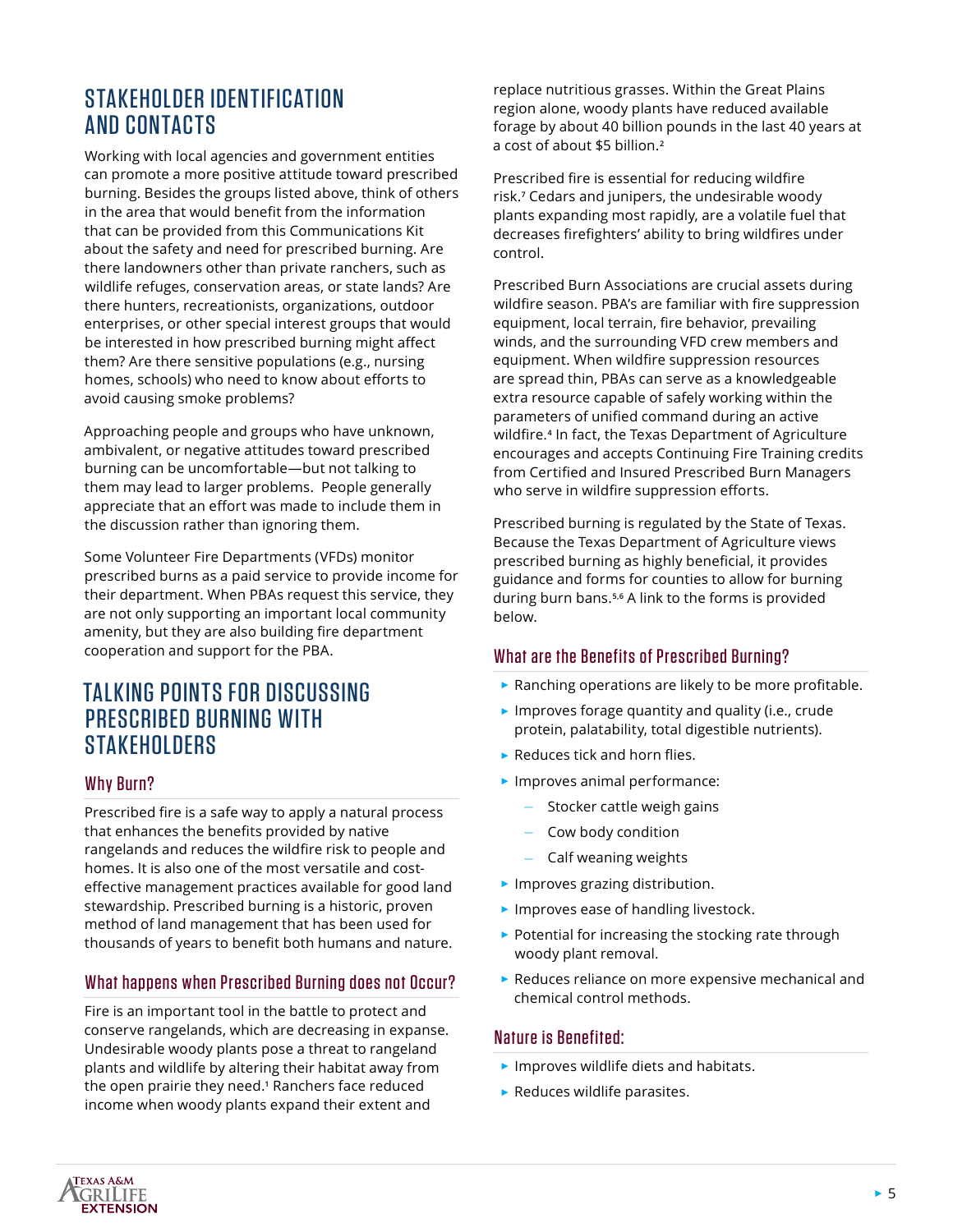## STAKEHOLDER IDENTIFICATION AND CONTACTS

Working with local agencies and government entities can promote a more positive attitude toward prescribed burning. Besides the groups listed above, think of others in the area that would benefit from the information that can be provided from this Communications Kit about the safety and need for prescribed burning. Are there landowners other than private ranchers, such as wildlife refuges, conservation areas, or state lands? Are there hunters, recreationists, organizations, outdoor enterprises, or other special interest groups that would be interested in how prescribed burning might affect them? Are there sensitive populations (e.g., nursing homes, schools) who need to know about efforts to avoid causing smoke problems?

Approaching people and groups who have unknown, ambivalent, or negative attitudes toward prescribed burning can be uncomfortable—but not talking to them may lead to larger problems. People generally appreciate that an effort was made to include them in the discussion rather than ignoring them.

Some Volunteer Fire Departments (VFDs) monitor prescribed burns as a paid service to provide income for their department. When PBAs request this service, they are not only supporting an important local community amenity, but they are also building fire department cooperation and support for the PBA.

## TALKING POINTS FOR DISCUSSING PRESCRIBED BURNING WITH STAKEHOLDERS

### Why Burn?

Prescribed fire is a safe way to apply a natural process that enhances the benefits provided by native rangelands and reduces the wildfire risk to people and homes. It is also one of the most versatile and cost-effective management practices available for good land stewardship. Prescribed burning is a historic, proven method of land management that has been used for thousands of years to benefit both humans and nature.

### What happens when Prescribed Burning does not Occur?

Fire is an important tool in the battle to protect and conserve rangelands, which are decreasing in expanse. Undesirable woody plants pose a threat to rangeland plants and wildlife by altering their habitat away from the open prairie they need.[1] Ranchers face reduced income when woody plants expand their extent and replace nutritious grasses. Within the Great Plains region alone, woody plants have reduced available forage by about 40 billion pounds in the last 40 years at a cost of about $5 billion.[2]

Prescribed fire is essential for reducing wildfire risk.[7] Cedars and junipers, the undesirable woody plants expanding most rapidly, are a volatile fuel that decreases firefighters' ability to bring wildfires under control.

Prescribed Burn Associations are crucial assets during wildfire season. PBA's are familiar with fire suppression equipment, local terrain, fire behavior, prevailing winds, and the surrounding VFD crew members and equipment. When wildfire suppression resources are spread thin, PBAs can serve as a knowledgeable extra resource capable of safely working within the parameters of unified command during an active wildfire.[4] In fact, the Texas Department of Agriculture encourages and accepts Continuing Fire Training credits from Certified and Insured Prescribed Burn Managers who serve in wildfire suppression efforts.

Prescribed burning is regulated by the State of Texas. Because the Texas Department of Agriculture views prescribed burning as highly beneficial, it provides guidance and forms for counties to allow for burning during burn bans.[5,6] A link to the forms is provided below.

### What are the Benefits of Prescribed Burning?

- Ranching operations are likely to be more profitable.
- Improves forage quantity and quality (i.e., crude protein, palatability, total digestible nutrients).
- Reduces tick and horn flies.
- Improves animal performance:
  - Stocker cattle weigh gains
  - Cow body condition
  - Calf weaning weights
- Improves grazing distribution.
- Improves ease of handling livestock.
- Potential for increasing the stocking rate through woody plant removal.
- Reduces reliance on more expensive mechanical and chemical control methods.

### Nature is Benefited:

- Improves wildlife diets and habitats.
- Reduces wildlife parasites.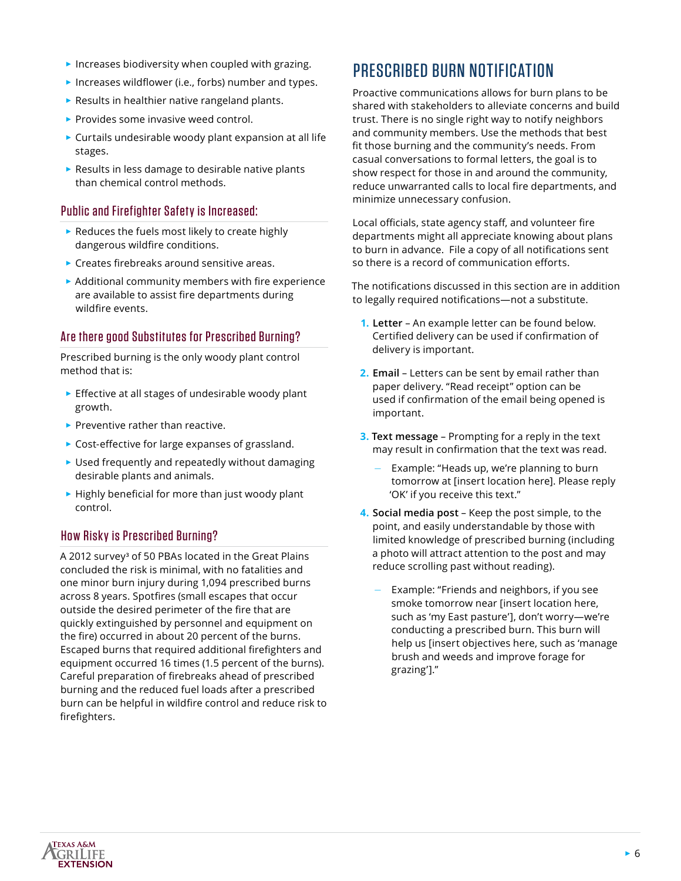- Increases biodiversity when coupled with grazing.
- Increases wildflower (i.e., forbs) number and types.
- Results in healthier native rangeland plants.
- Provides some invasive weed control.
- Curtails undesirable woody plant expansion at all life stages.
- Results in less damage to desirable native plants than chemical control methods.

### Public and Firefighter Safety is Increased:

- Reduces the fuels most likely to create highly dangerous wildfire conditions.
- Creates firebreaks around sensitive areas.
- Additional community members with fire experience are available to assist fire departments during wildfire events.

### Are there good Substitutes for Prescribed Burning?

Prescribed burning is the only woody plant control method that is:

- Effective at all stages of undesirable woody plant growth.
- Preventive rather than reactive.
- Cost-effective for large expanses of grassland.
- Used frequently and repeatedly without damaging desirable plants and animals.
- Highly beneficial for more than just woody plant control.

### How Risky is Prescribed Burning?

A 2012 survey[3] of 50 PBAs located in the Great Plains concluded the risk is minimal, with no fatalities and one minor burn injury during 1,094 prescribed burns across 8 years. Spotfires (small escapes that occur outside the desired perimeter of the fire that are quickly extinguished by personnel and equipment on the fire) occurred in about 20 percent of the burns. Escaped burns that required additional firefighters and equipment occurred 16 times (1.5 percent of the burns). Careful preparation of firebreaks ahead of prescribed burning and the reduced fuel loads after a prescribed burn can be helpful in wildfire control and reduce risk to firefighters.

## PRESCRIBED BURN NOTIFICATION

Proactive communications allows for burn plans to be shared with stakeholders to alleviate concerns and build trust. There is no single right way to notify neighbors and community members. Use the methods that best fit those burning and the community's needs. From casual conversations to formal letters, the goal is to show respect for those in and around the community, reduce unwarranted calls to local fire departments, and minimize unnecessary confusion.

Local officials, state agency staff, and volunteer fire departments might all appreciate knowing about plans to burn in advance. File a copy of all notifications sent so there is a record of communication efforts.

The notifications discussed in this section are in addition to legally required notifications—not a substitute.

1. **Letter** – An example letter can be found below. Certified delivery can be used if confirmation of delivery is important.
2. **Email** – Letters can be sent by email rather than paper delivery. "Read receipt" option can be used if confirmation of the email being opened is important.
3. **Text message** – Prompting for a reply in the text may result in confirmation that the text was read.
   - Example: "Heads up, we're planning to burn tomorrow at [insert location here]. Please reply 'OK' if you receive this text."
4. **Social media post** – Keep the post simple, to the point, and easily understandable by those with limited knowledge of prescribed burning (including a photo will attract attention to the post and may reduce scrolling past without reading).
   - Example: "Friends and neighbors, if you see smoke tomorrow near [insert location here, such as 'my East pasture'], don't worry—we're conducting a prescribed burn. This burn will help us [insert objectives here, such as 'manage brush and weeds and improve forage for grazing']."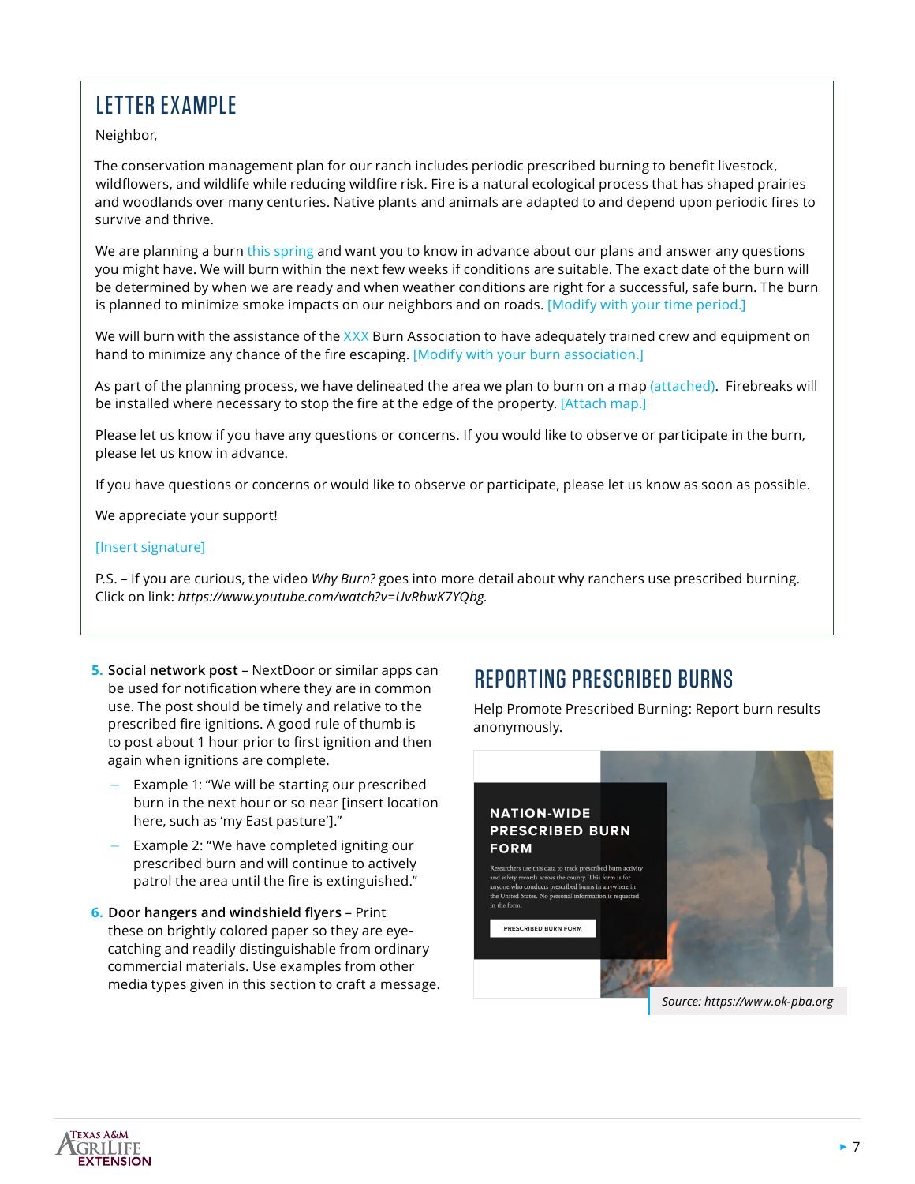## LETTER EXAMPLE

Neighbor,

The conservation management plan for our ranch includes periodic prescribed burning to benefit livestock, wildflowers, and wildlife while reducing wildfire risk. Fire is a natural ecological process that has shaped prairies and woodlands over many centuries. Native plants and animals are adapted to and depend upon periodic fires to survive and thrive.

We are planning a burn this spring and want you to know in advance about our plans and answer any questions you might have. We will burn within the next few weeks if conditions are suitable. The exact date of the burn will be determined by when we are ready and when weather conditions are right for a successful, safe burn. The burn is planned to minimize smoke impacts on our neighbors and on roads. [Modify with your time period.]

We will burn with the assistance of the XXX Burn Association to have adequately trained crew and equipment on hand to minimize any chance of the fire escaping. [Modify with your burn association.]

As part of the planning process, we have delineated the area we plan to burn on a map (attached). Firebreaks will be installed where necessary to stop the fire at the edge of the property. [Attach map.]

Please let us know if you have any questions or concerns. If you would like to observe or participate in the burn, please let us know in advance.

If you have questions or concerns or would like to observe or participate, please let us know as soon as possible.

We appreciate your support!

[Insert signature]

P.S. – If you are curious, the video *Why Burn?* goes into more detail about why ranchers use prescribed burning. Click on link: *https://www.youtube.com/watch?v=UvRbwK7YQbg.*

5. **Social network post** – NextDoor or similar apps can be used for notification where they are in common use. The post should be timely and relative to the prescribed fire ignitions. A good rule of thumb is to post about 1 hour prior to first ignition and then again when ignitions are complete.
   - Example 1: "We will be starting our prescribed burn in the next hour or so near [insert location here, such as 'my East pasture']."
   - Example 2: "We have completed igniting our prescribed burn and will continue to actively patrol the area until the fire is extinguished."
6. **Door hangers and windshield flyers** – Print these on brightly colored paper so they are eye-catching and readily distinguishable from ordinary commercial materials. Use examples from other media types given in this section to craft a message.

## REPORTING PRESCRIBED BURNS

Help Promote Prescribed Burning: Report burn results anonymously.

**NATION-WIDE PRESCRIBED BURN FORM**

Researchers use this data to track prescribed burn activity and safety records across the county. This form is for anyone who conducts prescribed burns in anywhere in the United States. No personal information is requested in the form.

PRESCRIBED BURN FORM

*Source: https://www.ok-pba.org*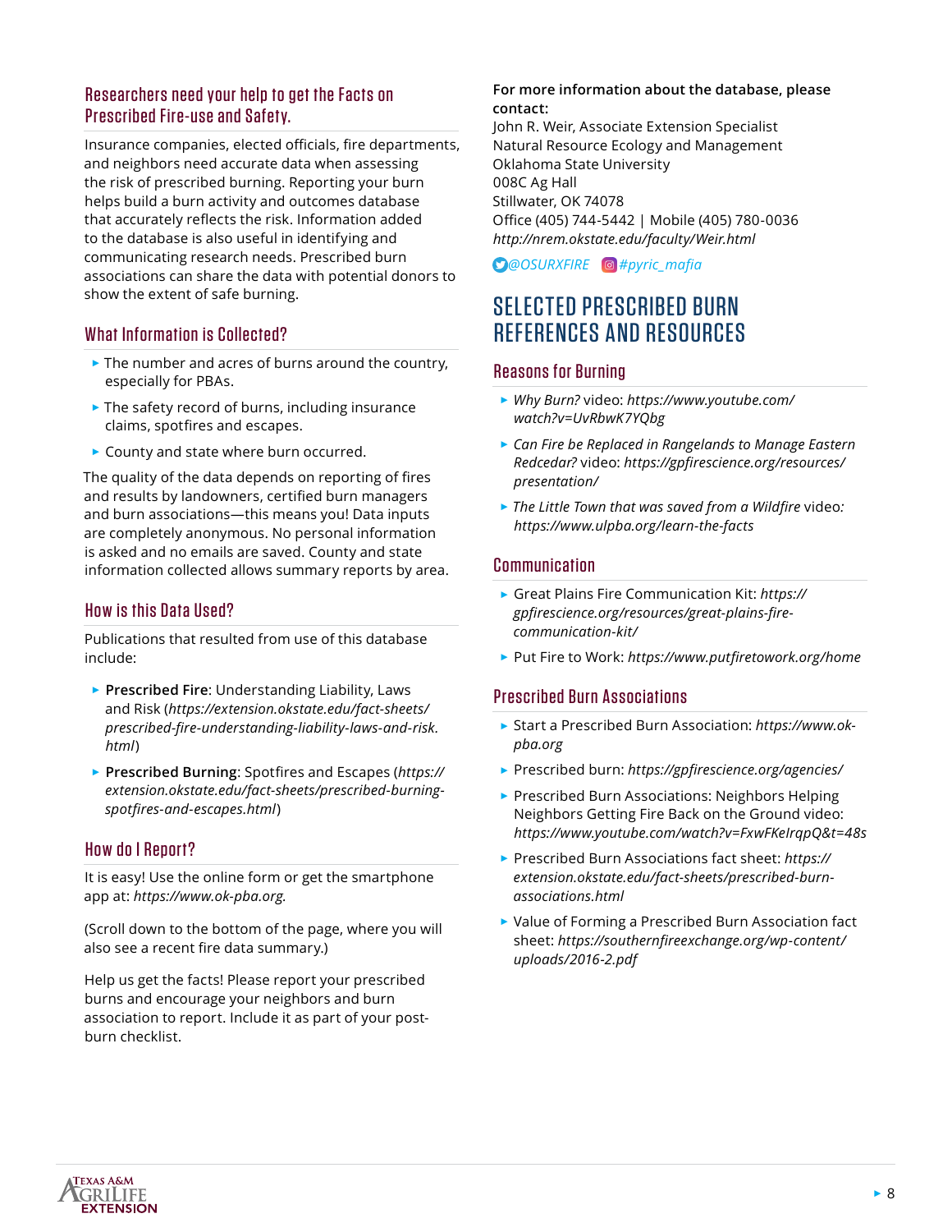## Researchers need your help to get the Facts on Prescribed Fire-use and Safety.

Insurance companies, elected officials, fire departments, and neighbors need accurate data when assessing the risk of prescribed burning. Reporting your burn helps build a burn activity and outcomes database that accurately reflects the risk. Information added to the database is also useful in identifying and communicating research needs. Prescribed burn associations can share the data with potential donors to show the extent of safe burning.

## What Information is Collected?

- The number and acres of burns around the country, especially for PBAs.
- The safety record of burns, including insurance claims, spotfires and escapes.
- County and state where burn occurred.

The quality of the data depends on reporting of fires and results by landowners, certified burn managers and burn associations—this means you! Data inputs are completely anonymous. No personal information is asked and no emails are saved. County and state information collected allows summary reports by area.

## How is this Data Used?

Publications that resulted from use of this database include:

- **Prescribed Fire**: Understanding Liability, Laws and Risk (*https://extension.okstate.edu/fact-sheets/prescribed-fire-understanding-liability-laws-and-risk.html*)
- **Prescribed Burning**: Spotfires and Escapes (*https://extension.okstate.edu/fact-sheets/prescribed-burning-spotfires-and-escapes.html*)

## How do I Report?

It is easy! Use the online form or get the smartphone app at: *https://www.ok-pba.org.*

(Scroll down to the bottom of the page, where you will also see a recent fire data summary.)

Help us get the facts! Please report your prescribed burns and encourage your neighbors and burn association to report. Include it as part of your post-burn checklist.

**For more information about the database, please contact:**
John R. Weir, Associate Extension Specialist
Natural Resource Ecology and Management
Oklahoma State University
008C Ag Hall
Stillwater, OK 74078
Office (405) 744-5442 | Mobile (405) 780-0036
*http://nrem.okstate.edu/faculty/Weir.html*

*@OSURXFIRE* *#pyric_mafia*

# SELECTED PRESCRIBED BURN REFERENCES AND RESOURCES

## Reasons for Burning

- *Why Burn?* video: *https://www.youtube.com/watch?v=UvRbwK7YQbg*
- *Can Fire be Replaced in Rangelands to Manage Eastern Redcedar?* video: *https://gpfirescience.org/resources/presentation/*
- *The Little Town that was saved from a Wildfire* video: *https://www.ulpba.org/learn-the-facts*

## Communication

- Great Plains Fire Communication Kit: *https://gpfirescience.org/resources/great-plains-fire-communication-kit/*
- Put Fire to Work: *https://www.putfiretowork.org/home*

## Prescribed Burn Associations

- Start a Prescribed Burn Association: *https://www.ok-pba.org*
- Prescribed burn: *https://gpfirescience.org/agencies/*
- Prescribed Burn Associations: Neighbors Helping Neighbors Getting Fire Back on the Ground video: *https://www.youtube.com/watch?v=FxwFKeIrqpQ&t=48s*
- Prescribed Burn Associations fact sheet: *https://extension.okstate.edu/fact-sheets/prescribed-burn-associations.html*
- Value of Forming a Prescribed Burn Association fact sheet: *https://southernfireexchange.org/wp-content/uploads/2016-2.pdf*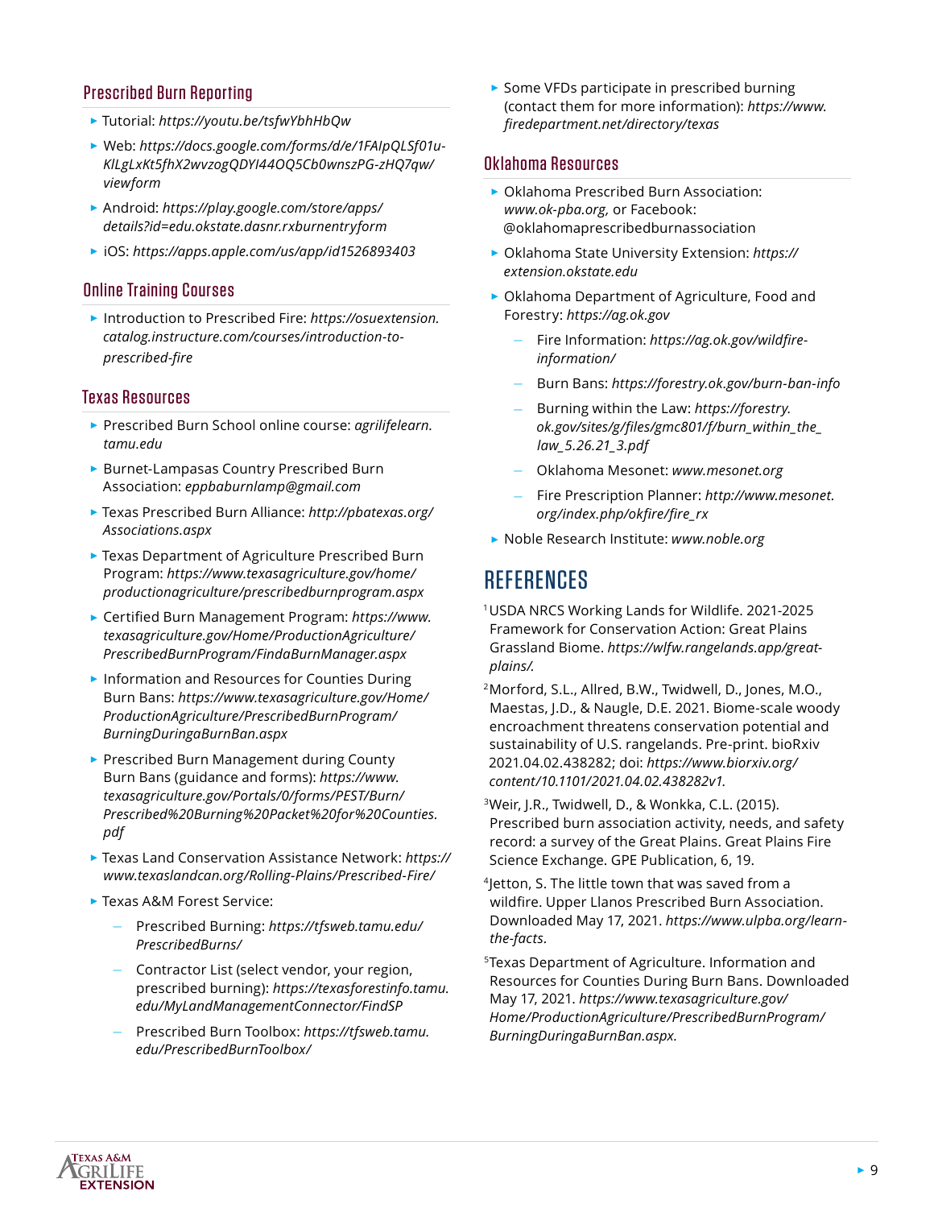### Prescribed Burn Reporting

- Tutorial: *https://youtu.be/tsfwYbhHbQw*
- Web: *https://docs.google.com/forms/d/e/1FAIpQLSf01u-KlLgLxKt5fhX2wvzogQDYI44OQ5Cb0wnszPG-zHQ7qw/viewform*
- Android: *https://play.google.com/store/apps/details?id=edu.okstate.dasnr.rxburnentryform*
- iOS: *https://apps.apple.com/us/app/id1526893403*

### Online Training Courses

- Introduction to Prescribed Fire: *https://osuextension.catalog.instructure.com/courses/introduction-to-prescribed-fire*

### Texas Resources

- Prescribed Burn School online course: *agrilifelearn.tamu.edu*
- Burnet-Lampasas Country Prescribed Burn Association: *eppbaburnlamp@gmail.com*
- Texas Prescribed Burn Alliance: *http://pbatexas.org/Associations.aspx*
- Texas Department of Agriculture Prescribed Burn Program: *https://www.texasagriculture.gov/home/productionagriculture/prescribedburnprogram.aspx*
- Certified Burn Management Program: *https://www.texasagriculture.gov/Home/ProductionAgriculture/PrescribedBurnProgram/FindaBurnManager.aspx*
- Information and Resources for Counties During Burn Bans: *https://www.texasagriculture.gov/Home/ProductionAgriculture/PrescribedBurnProgram/BurningDuringaBurnBan.aspx*
- Prescribed Burn Management during County Burn Bans (guidance and forms): *https://www.texasagriculture.gov/Portals/0/forms/PEST/Burn/Prescribed%20Burning%20Packet%20for%20Counties.pdf*
- Texas Land Conservation Assistance Network: *https://www.texaslandcan.org/Rolling-Plains/Prescribed-Fire/*
- Texas A&M Forest Service:
  - Prescribed Burning: *https://tfsweb.tamu.edu/PrescribedBurns/*
  - Contractor List (select vendor, your region, prescribed burning): *https://texasforestinfo.tamu.edu/MyLandManagementConnector/FindSP*
  - Prescribed Burn Toolbox: *https://tfsweb.tamu.edu/PrescribedBurnToolbox/*
- Some VFDs participate in prescribed burning (contact them for more information): *https://www.firedepartment.net/directory/texas*

### Oklahoma Resources

- Oklahoma Prescribed Burn Association: *www.ok-pba.org*, or Facebook: @oklahomaprescribedburnassociation
- Oklahoma State University Extension: *https://extension.okstate.edu*
- Oklahoma Department of Agriculture, Food and Forestry: *https://ag.ok.gov*
  - Fire Information: *https://ag.ok.gov/wildfire-information/*
  - Burn Bans: *https://forestry.ok.gov/burn-ban-info*
  - Burning within the Law: *https://forestry.ok.gov/sites/g/files/gmc801/f/burn_within_the_law_5.26.21_3.pdf*
  - Oklahoma Mesonet: *www.mesonet.org*
  - Fire Prescription Planner: *http://www.mesonet.org/index.php/okfire/fire_rx*
- Noble Research Institute: *www.noble.org*

## REFERENCES

[1] USDA NRCS Working Lands for Wildlife. 2021-2025 Framework for Conservation Action: Great Plains Grassland Biome. *https://wlfw.rangelands.app/great-plains/.*

[2] Morford, S.L., Allred, B.W., Twidwell, D., Jones, M.O., Maestas, J.D., & Naugle, D.E. 2021. Biome-scale woody encroachment threatens conservation potential and sustainability of U.S. rangelands. Pre-print. bioRxiv 2021.04.02.438282; doi: *https://www.biorxiv.org/content/10.1101/2021.04.02.438282v1.*

[3] Weir, J.R., Twidwell, D., & Wonkka, C.L. (2015). Prescribed burn association activity, needs, and safety record: a survey of the Great Plains. Great Plains Fire Science Exchange. GPE Publication, 6, 19.

[4] Jetton, S. The little town that was saved from a wildfire. Upper Llanos Prescribed Burn Association. Downloaded May 17, 2021. *https://www.ulpba.org/learn-the-facts.*

[5] Texas Department of Agriculture. Information and Resources for Counties During Burn Bans. Downloaded May 17, 2021. *https://www.texasagriculture.gov/Home/ProductionAgriculture/PrescribedBurnProgram/BurningDuringaBurnBan.aspx.*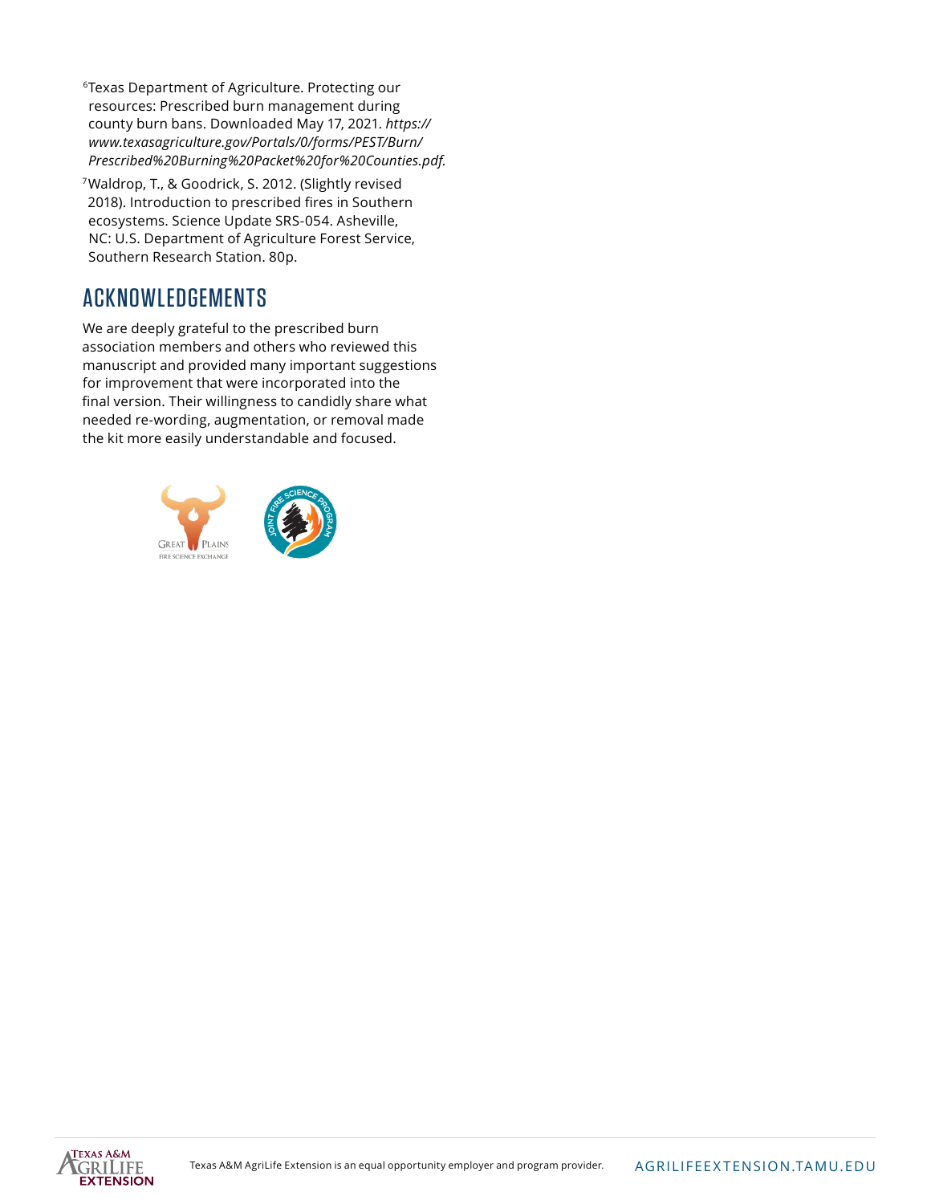[6] Texas Department of Agriculture. Protecting our resources: Prescribed burn management during county burn bans. Downloaded May 17, 2021. *https://www.texasagriculture.gov/Portals/0/forms/PEST/Burn/Prescribed%20Burning%20Packet%20for%20Counties.pdf.*

[7] Waldrop, T., & Goodrick, S. 2012. (Slightly revised 2018). Introduction to prescribed fires in Southern ecosystems. Science Update SRS-054. Asheville, NC: U.S. Department of Agriculture Forest Service, Southern Research Station. 80p.

## ACKNOWLEDGEMENTS

We are deeply grateful to the prescribed burn association members and others who reviewed this manuscript and provided many important suggestions for improvement that were incorporated into the final version. Their willingness to candidly share what needed re-wording, augmentation, or removal made the kit more easily understandable and focused.

Texas A&M AgriLife Extension is an equal opportunity employer and program provider.

AGRILIFEEXTENSION.TAMU.EDU